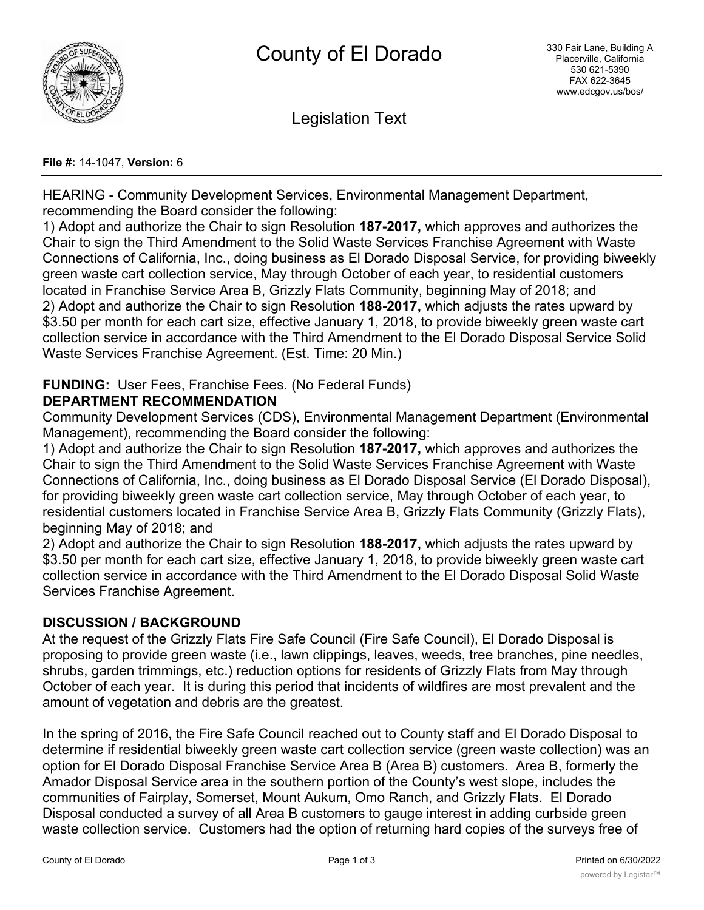# County of El Dorado

330 Fair Lane, Building A
Placerville, California
530 621-5390
FAX 622-3645
www.edcgov.us/bos/

## Legislation Text

**File #:** 14-1047, **Version:** 6

HEARING - Community Development Services, Environmental Management Department, recommending the Board consider the following:
1) Adopt and authorize the Chair to sign Resolution **187-2017,** which approves and authorizes the Chair to sign the Third Amendment to the Solid Waste Services Franchise Agreement with Waste Connections of California, Inc., doing business as El Dorado Disposal Service, for providing biweekly green waste cart collection service, May through October of each year, to residential customers located in Franchise Service Area B, Grizzly Flats Community, beginning May of 2018; and
2) Adopt and authorize the Chair to sign Resolution **188-2017,** which adjusts the rates upward by $3.50 per month for each cart size, effective January 1, 2018, to provide biweekly green waste cart collection service in accordance with the Third Amendment to the El Dorado Disposal Service Solid Waste Services Franchise Agreement. (Est. Time: 20 Min.)

**FUNDING:** User Fees, Franchise Fees. (No Federal Funds)

**DEPARTMENT RECOMMENDATION**

Community Development Services (CDS), Environmental Management Department (Environmental Management), recommending the Board consider the following:
1) Adopt and authorize the Chair to sign Resolution **187-2017,** which approves and authorizes the Chair to sign the Third Amendment to the Solid Waste Services Franchise Agreement with Waste Connections of California, Inc., doing business as El Dorado Disposal Service (El Dorado Disposal), for providing biweekly green waste cart collection service, May through October of each year, to residential customers located in Franchise Service Area B, Grizzly Flats Community (Grizzly Flats), beginning May of 2018; and
2) Adopt and authorize the Chair to sign Resolution **188-2017,** which adjusts the rates upward by $3.50 per month for each cart size, effective January 1, 2018, to provide biweekly green waste cart collection service in accordance with the Third Amendment to the El Dorado Disposal Solid Waste Services Franchise Agreement.

**DISCUSSION / BACKGROUND**

At the request of the Grizzly Flats Fire Safe Council (Fire Safe Council), El Dorado Disposal is proposing to provide green waste (i.e., lawn clippings, leaves, weeds, tree branches, pine needles, shrubs, garden trimmings, etc.) reduction options for residents of Grizzly Flats from May through October of each year. It is during this period that incidents of wildfires are most prevalent and the amount of vegetation and debris are the greatest.

In the spring of 2016, the Fire Safe Council reached out to County staff and El Dorado Disposal to determine if residential biweekly green waste cart collection service (green waste collection) was an option for El Dorado Disposal Franchise Service Area B (Area B) customers. Area B, formerly the Amador Disposal Service area in the southern portion of the County's west slope, includes the communities of Fairplay, Somerset, Mount Aukum, Omo Ranch, and Grizzly Flats. El Dorado Disposal conducted a survey of all Area B customers to gauge interest in adding curbside green waste collection service. Customers had the option of returning hard copies of the surveys free of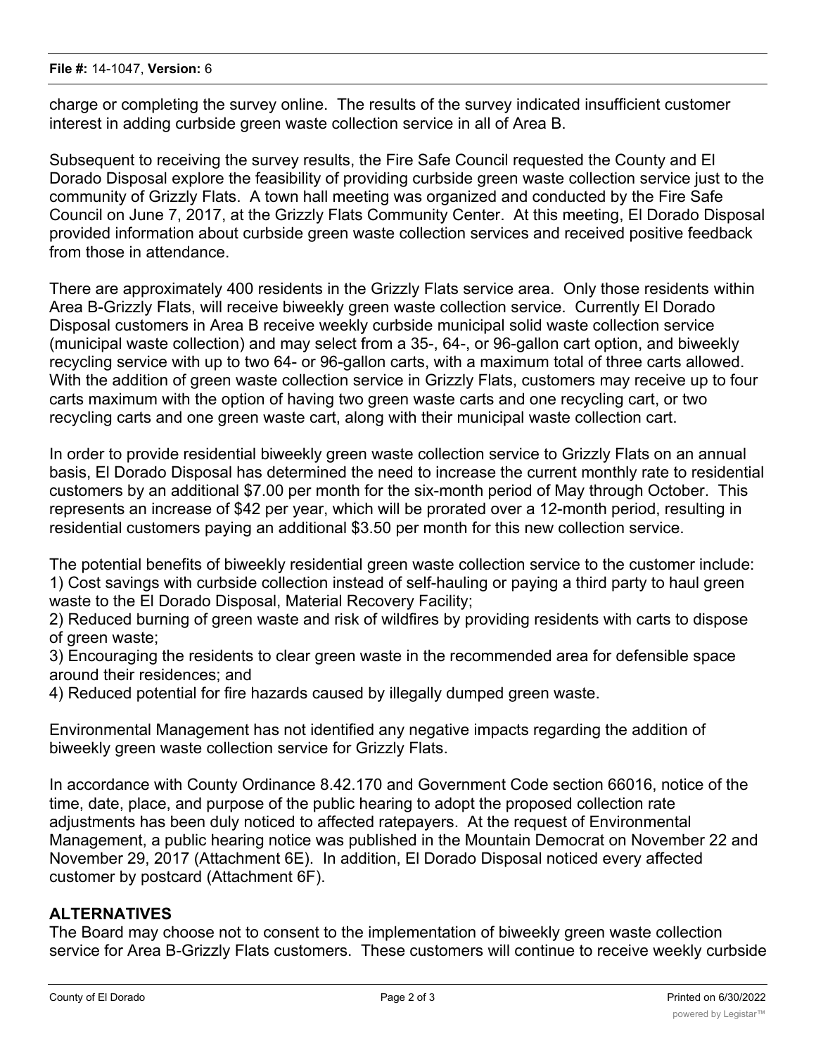charge or completing the survey online. The results of the survey indicated insufficient customer interest in adding curbside green waste collection service in all of Area B.

Subsequent to receiving the survey results, the Fire Safe Council requested the County and El Dorado Disposal explore the feasibility of providing curbside green waste collection service just to the community of Grizzly Flats. A town hall meeting was organized and conducted by the Fire Safe Council on June 7, 2017, at the Grizzly Flats Community Center. At this meeting, El Dorado Disposal provided information about curbside green waste collection services and received positive feedback from those in attendance.

There are approximately 400 residents in the Grizzly Flats service area. Only those residents within Area B-Grizzly Flats, will receive biweekly green waste collection service. Currently El Dorado Disposal customers in Area B receive weekly curbside municipal solid waste collection service (municipal waste collection) and may select from a 35-, 64-, or 96-gallon cart option, and biweekly recycling service with up to two 64- or 96-gallon carts, with a maximum total of three carts allowed. With the addition of green waste collection service in Grizzly Flats, customers may receive up to four carts maximum with the option of having two green waste carts and one recycling cart, or two recycling carts and one green waste cart, along with their municipal waste collection cart.

In order to provide residential biweekly green waste collection service to Grizzly Flats on an annual basis, El Dorado Disposal has determined the need to increase the current monthly rate to residential customers by an additional $7.00 per month for the six-month period of May through October. This represents an increase of $42 per year, which will be prorated over a 12-month period, resulting in residential customers paying an additional $3.50 per month for this new collection service.

The potential benefits of biweekly residential green waste collection service to the customer include:
1) Cost savings with curbside collection instead of self-hauling or paying a third party to haul green waste to the El Dorado Disposal, Material Recovery Facility;
2) Reduced burning of green waste and risk of wildfires by providing residents with carts to dispose of green waste;
3) Encouraging the residents to clear green waste in the recommended area for defensible space around their residences; and
4) Reduced potential for fire hazards caused by illegally dumped green waste.

Environmental Management has not identified any negative impacts regarding the addition of biweekly green waste collection service for Grizzly Flats.

In accordance with County Ordinance 8.42.170 and Government Code section 66016, notice of the time, date, place, and purpose of the public hearing to adopt the proposed collection rate adjustments has been duly noticed to affected ratepayers. At the request of Environmental Management, a public hearing notice was published in the Mountain Democrat on November 22 and November 29, 2017 (Attachment 6E). In addition, El Dorado Disposal noticed every affected customer by postcard (Attachment 6F).

## ALTERNATIVES

The Board may choose not to consent to the implementation of biweekly green waste collection service for Area B-Grizzly Flats customers. These customers will continue to receive weekly curbside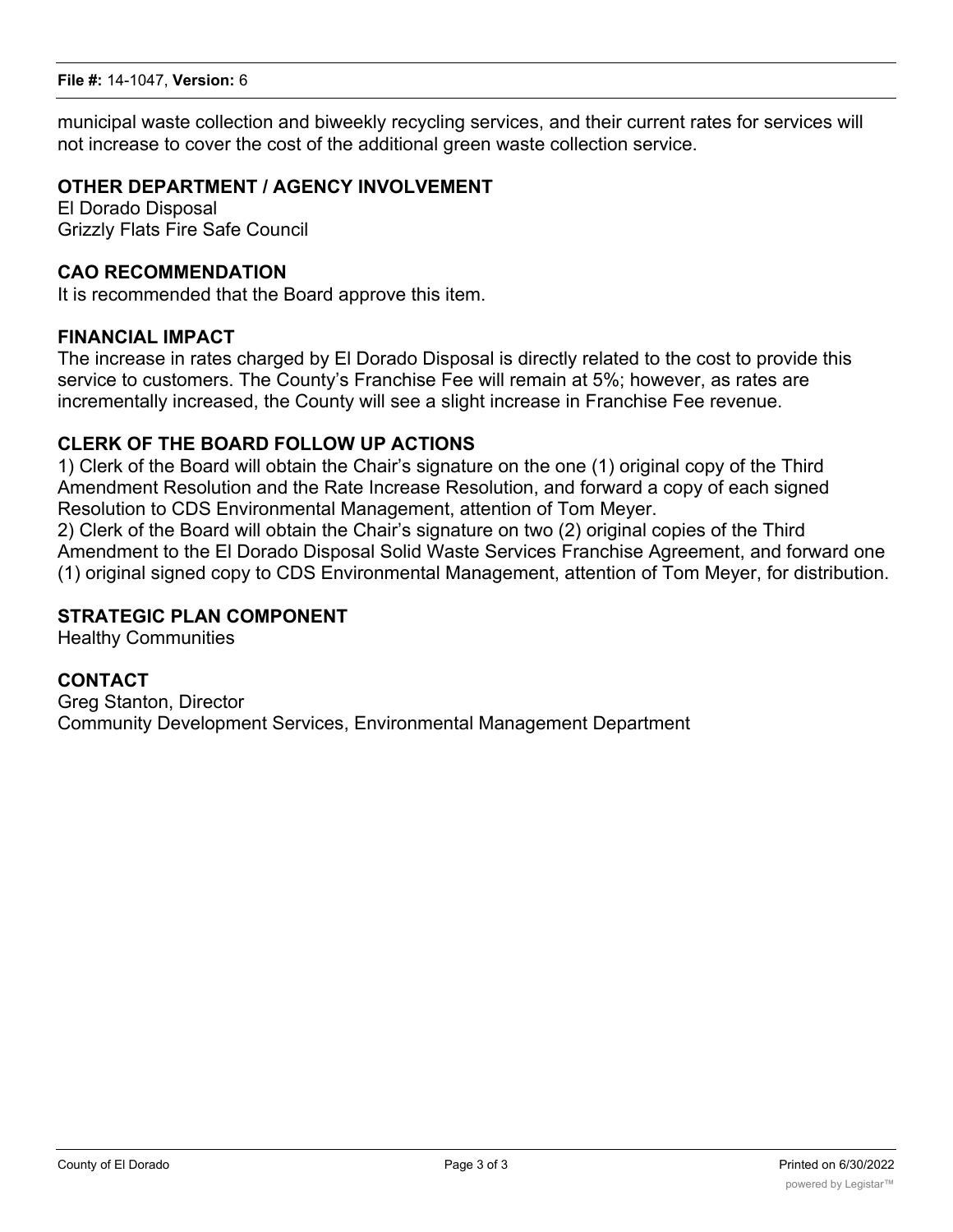municipal waste collection and biweekly recycling services, and their current rates for services will not increase to cover the cost of the additional green waste collection service.

## OTHER DEPARTMENT / AGENCY INVOLVEMENT

El Dorado Disposal
Grizzly Flats Fire Safe Council

## CAO RECOMMENDATION

It is recommended that the Board approve this item.

## FINANCIAL IMPACT

The increase in rates charged by El Dorado Disposal is directly related to the cost to provide this service to customers. The County's Franchise Fee will remain at 5%; however, as rates are incrementally increased, the County will see a slight increase in Franchise Fee revenue.

## CLERK OF THE BOARD FOLLOW UP ACTIONS

1) Clerk of the Board will obtain the Chair's signature on the one (1) original copy of the Third Amendment Resolution and the Rate Increase Resolution, and forward a copy of each signed Resolution to CDS Environmental Management, attention of Tom Meyer.
2) Clerk of the Board will obtain the Chair's signature on two (2) original copies of the Third Amendment to the El Dorado Disposal Solid Waste Services Franchise Agreement, and forward one (1) original signed copy to CDS Environmental Management, attention of Tom Meyer, for distribution.

## STRATEGIC PLAN COMPONENT

Healthy Communities

## CONTACT

Greg Stanton, Director
Community Development Services, Environmental Management Department